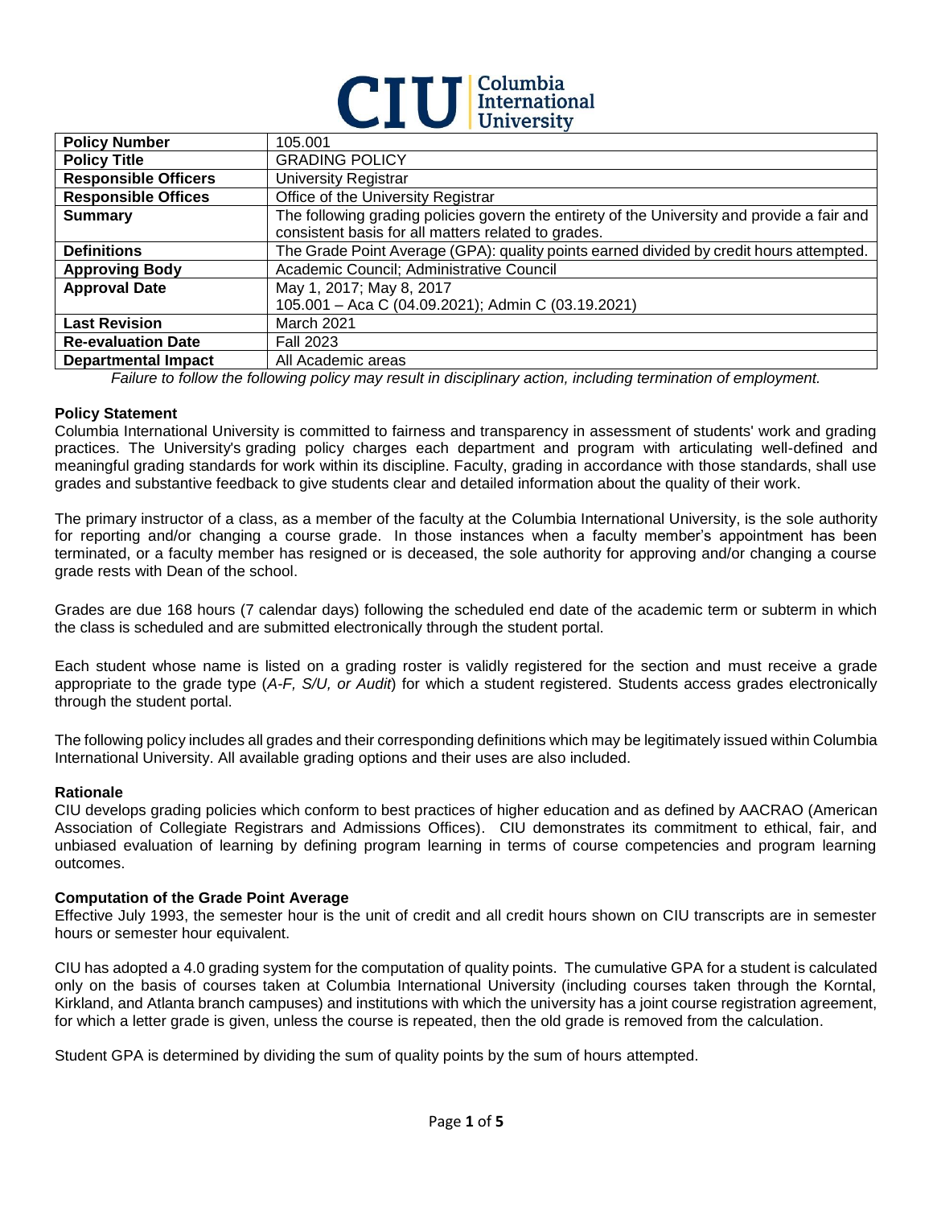| **Policy Number** | 105.001 |
|---|---|
| **Policy Title** | GRADING POLICY |
| **Responsible Officers** | University Registrar |
| **Responsible Offices** | Office of the University Registrar |
| **Summary** | The following grading policies govern the entirety of the University and provide a fair and consistent basis for all matters related to grades. |
| **Definitions** | The Grade Point Average (GPA): quality points earned divided by credit hours attempted. |
| **Approving Body** | Academic Council; Administrative Council |
| **Approval Date** | May 1, 2017; May 8, 2017<br>105.001 – Aca C (04.09.2021); Admin C (03.19.2021) |
| **Last Revision** | March 2021 |
| **Re-evaluation Date** | Fall 2023 |
| **Departmental Impact** | All Academic areas |

*Failure to follow the following policy may result in disciplinary action, including termination of employment.*

**Policy Statement**

Columbia International University is committed to fairness and transparency in assessment of students' work and grading practices. The University's grading policy charges each department and program with articulating well-defined and meaningful grading standards for work within its discipline. Faculty, grading in accordance with those standards, shall use grades and substantive feedback to give students clear and detailed information about the quality of their work.

The primary instructor of a class, as a member of the faculty at the Columbia International University, is the sole authority for reporting and/or changing a course grade. In those instances when a faculty member's appointment has been terminated, or a faculty member has resigned or is deceased, the sole authority for approving and/or changing a course grade rests with Dean of the school.

Grades are due 168 hours (7 calendar days) following the scheduled end date of the academic term or subterm in which the class is scheduled and are submitted electronically through the student portal.

Each student whose name is listed on a grading roster is validly registered for the section and must receive a grade appropriate to the grade type (*A-F, S/U, or Audit*) for which a student registered. Students access grades electronically through the student portal.

The following policy includes all grades and their corresponding definitions which may be legitimately issued within Columbia International University. All available grading options and their uses are also included.

**Rationale**

CIU develops grading policies which conform to best practices of higher education and as defined by AACRAO (American Association of Collegiate Registrars and Admissions Offices). CIU demonstrates its commitment to ethical, fair, and unbiased evaluation of learning by defining program learning in terms of course competencies and program learning outcomes.

**Computation of the Grade Point Average**

Effective July 1993, the semester hour is the unit of credit and all credit hours shown on CIU transcripts are in semester hours or semester hour equivalent.

CIU has adopted a 4.0 grading system for the computation of quality points. The cumulative GPA for a student is calculated only on the basis of courses taken at Columbia International University (including courses taken through the Korntal, Kirkland, and Atlanta branch campuses) and institutions with which the university has a joint course registration agreement, for which a letter grade is given, unless the course is repeated, then the old grade is removed from the calculation.

Student GPA is determined by dividing the sum of quality points by the sum of hours attempted.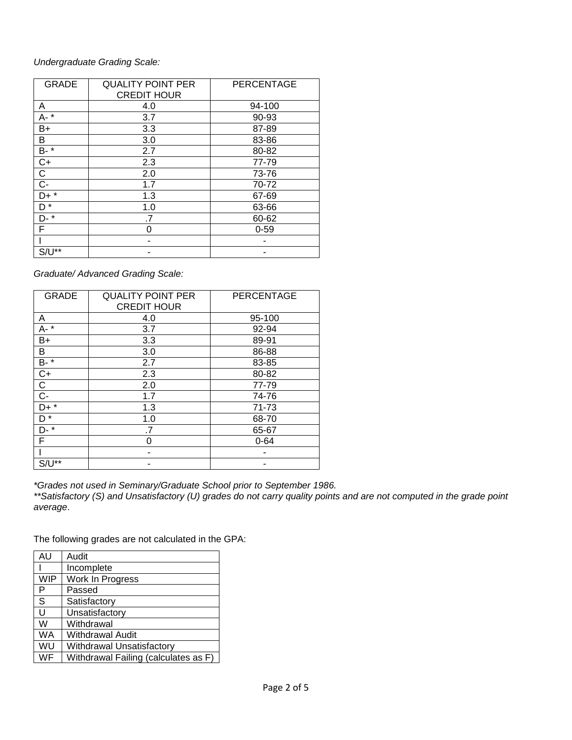*Undergraduate Grading Scale:*

| GRADE | QUALITY POINT PER CREDIT HOUR | PERCENTAGE |
| --- | --- | --- |
| A | 4.0 | 94-100 |
| A- * | 3.7 | 90-93 |
| B+ | 3.3 | 87-89 |
| B | 3.0 | 83-86 |
| B- * | 2.7 | 80-82 |
| C+ | 2.3 | 77-79 |
| C | 2.0 | 73-76 |
| C- | 1.7 | 70-72 |
| D+ * | 1.3 | 67-69 |
| D * | 1.0 | 63-66 |
| D- * | .7 | 60-62 |
| F | 0 | 0-59 |
| I | - | - |
| S/U** | - | - |

*Graduate/ Advanced Grading Scale:*

| GRADE | QUALITY POINT PER CREDIT HOUR | PERCENTAGE |
| --- | --- | --- |
| A | 4.0 | 95-100 |
| A- * | 3.7 | 92-94 |
| B+ | 3.3 | 89-91 |
| B | 3.0 | 86-88 |
| B- * | 2.7 | 83-85 |
| C+ | 2.3 | 80-82 |
| C | 2.0 | 77-79 |
| C- | 1.7 | 74-76 |
| D+ * | 1.3 | 71-73 |
| D * | 1.0 | 68-70 |
| D- * | .7 | 65-67 |
| F | 0 | 0-64 |
| I | - | - |
| S/U** | - | - |

*\*Grades not used in Seminary/Graduate School prior to September 1986.*
*\*\*Satisfactory (S) and Unsatisfactory (U) grades do not carry quality points and are not computed in the grade point average*.

The following grades are not calculated in the GPA:

| | |
| --- | --- |
| AU | Audit |
| I | Incomplete |
| WIP | Work In Progress |
| P | Passed |
| S | Satisfactory |
| U | Unsatisfactory |
| W | Withdrawal |
| WA | Withdrawal Audit |
| WU | Withdrawal Unsatisfactory |
| WF | Withdrawal Failing (calculates as F) |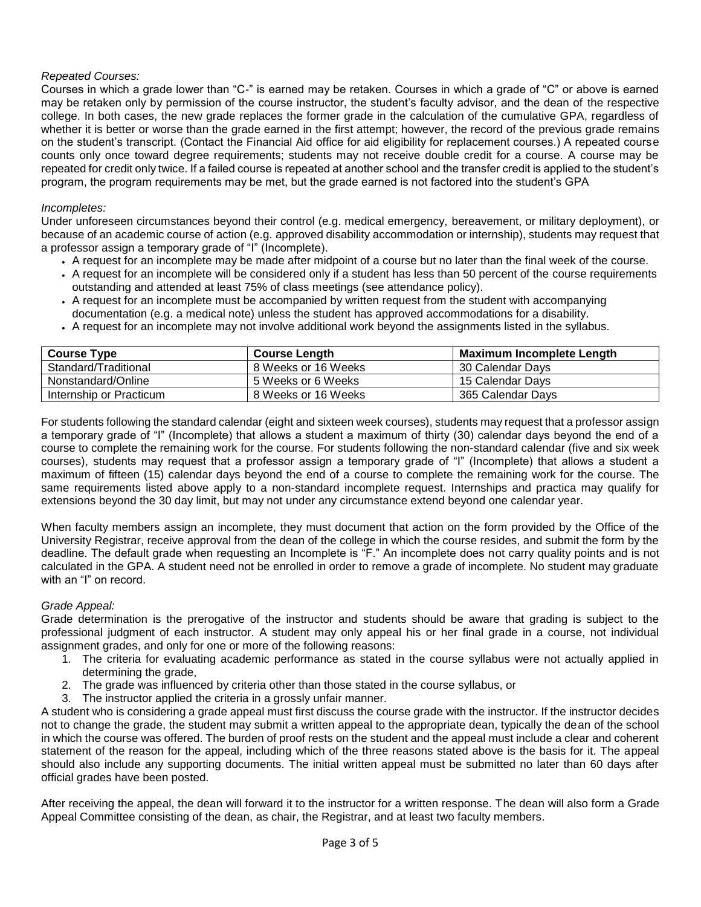*Repeated Courses:*

Courses in which a grade lower than "C-" is earned may be retaken. Courses in which a grade of "C" or above is earned may be retaken only by permission of the course instructor, the student's faculty advisor, and the dean of the respective college. In both cases, the new grade replaces the former grade in the calculation of the cumulative GPA, regardless of whether it is better or worse than the grade earned in the first attempt; however, the record of the previous grade remains on the student's transcript. (Contact the Financial Aid office for aid eligibility for replacement courses.) A repeated course counts only once toward degree requirements; students may not receive double credit for a course. A course may be repeated for credit only twice. If a failed course is repeated at another school and the transfer credit is applied to the student's program, the program requirements may be met, but the grade earned is not factored into the student's GPA

*Incompletes:*

Under unforeseen circumstances beyond their control (e.g. medical emergency, bereavement, or military deployment), or because of an academic course of action (e.g. approved disability accommodation or internship), students may request that a professor assign a temporary grade of "I" (Incomplete).

- A request for an incomplete may be made after midpoint of a course but no later than the final week of the course.
- A request for an incomplete will be considered only if a student has less than 50 percent of the course requirements outstanding and attended at least 75% of class meetings (see attendance policy).
- A request for an incomplete must be accompanied by written request from the student with accompanying documentation (e.g. a medical note) unless the student has approved accommodations for a disability.
- A request for an incomplete may not involve additional work beyond the assignments listed in the syllabus.

| Course Type | Course Length | Maximum Incomplete Length |
|---|---|---|
| Standard/Traditional | 8 Weeks or 16 Weeks | 30 Calendar Days |
| Nonstandard/Online | 5 Weeks or 6 Weeks | 15 Calendar Days |
| Internship or Practicum | 8 Weeks or 16 Weeks | 365 Calendar Days |

For students following the standard calendar (eight and sixteen week courses), students may request that a professor assign a temporary grade of "I" (Incomplete) that allows a student a maximum of thirty (30) calendar days beyond the end of a course to complete the remaining work for the course. For students following the non-standard calendar (five and six week courses), students may request that a professor assign a temporary grade of "I" (Incomplete) that allows a student a maximum of fifteen (15) calendar days beyond the end of a course to complete the remaining work for the course. The same requirements listed above apply to a non-standard incomplete request. Internships and practica may qualify for extensions beyond the 30 day limit, but may not under any circumstance extend beyond one calendar year.

When faculty members assign an incomplete, they must document that action on the form provided by the Office of the University Registrar, receive approval from the dean of the college in which the course resides, and submit the form by the deadline. The default grade when requesting an Incomplete is "F." An incomplete does not carry quality points and is not calculated in the GPA. A student need not be enrolled in order to remove a grade of incomplete. No student may graduate with an "I" on record.

*Grade Appeal:*

Grade determination is the prerogative of the instructor and students should be aware that grading is subject to the professional judgment of each instructor. A student may only appeal his or her final grade in a course, not individual assignment grades, and only for one or more of the following reasons:

1. The criteria for evaluating academic performance as stated in the course syllabus were not actually applied in determining the grade,
2. The grade was influenced by criteria other than those stated in the course syllabus, or
3. The instructor applied the criteria in a grossly unfair manner.

A student who is considering a grade appeal must first discuss the course grade with the instructor. If the instructor decides not to change the grade, the student may submit a written appeal to the appropriate dean, typically the dean of the school in which the course was offered. The burden of proof rests on the student and the appeal must include a clear and coherent statement of the reason for the appeal, including which of the three reasons stated above is the basis for it. The appeal should also include any supporting documents. The initial written appeal must be submitted no later than 60 days after official grades have been posted.

After receiving the appeal, the dean will forward it to the instructor for a written response. The dean will also form a Grade Appeal Committee consisting of the dean, as chair, the Registrar, and at least two faculty members.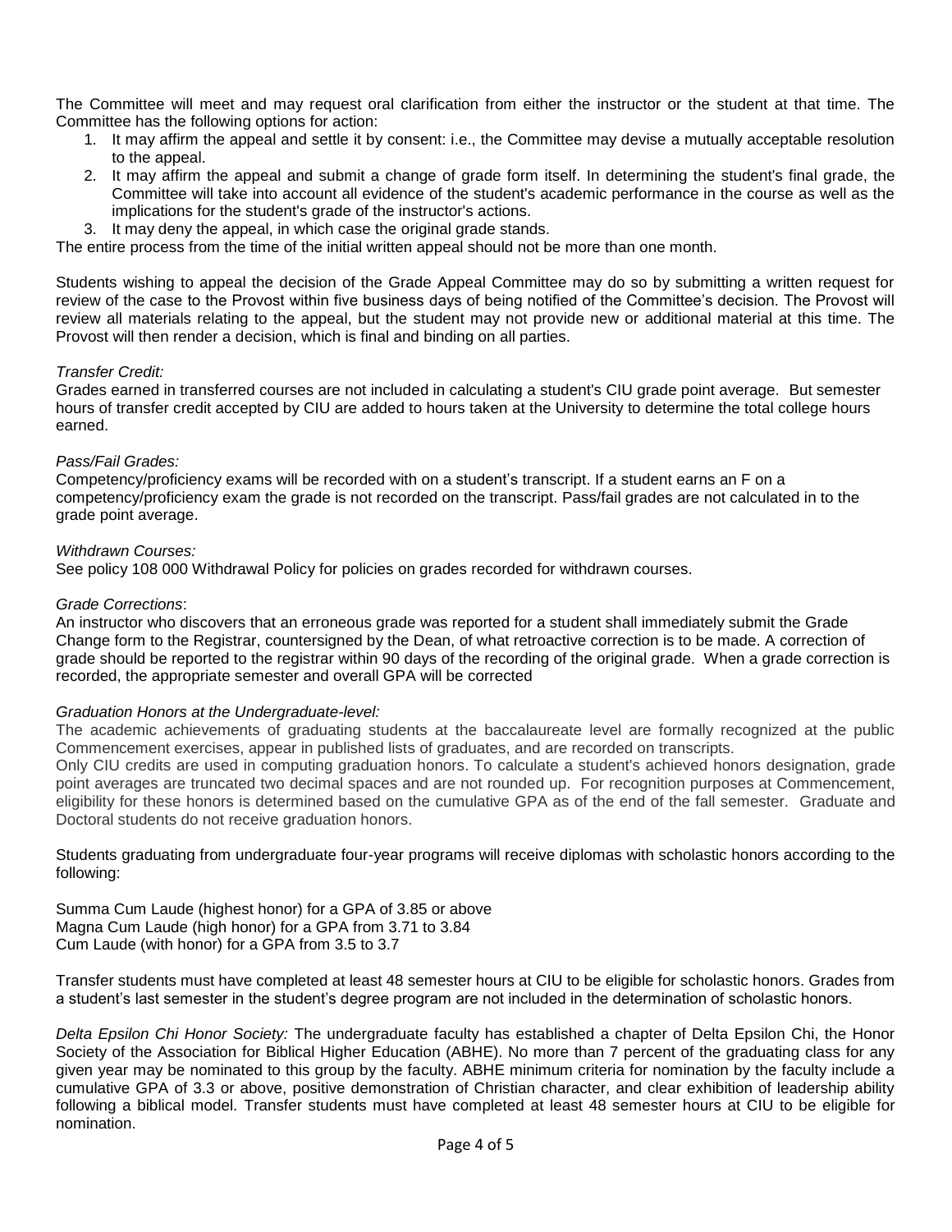The Committee will meet and may request oral clarification from either the instructor or the student at that time. The Committee has the following options for action:

1. It may affirm the appeal and settle it by consent: i.e., the Committee may devise a mutually acceptable resolution to the appeal.
2. It may affirm the appeal and submit a change of grade form itself. In determining the student's final grade, the Committee will take into account all evidence of the student's academic performance in the course as well as the implications for the student's grade of the instructor's actions.
3. It may deny the appeal, in which case the original grade stands.

The entire process from the time of the initial written appeal should not be more than one month.

Students wishing to appeal the decision of the Grade Appeal Committee may do so by submitting a written request for review of the case to the Provost within five business days of being notified of the Committee's decision. The Provost will review all materials relating to the appeal, but the student may not provide new or additional material at this time. The Provost will then render a decision, which is final and binding on all parties.

*Transfer Credit:*
Grades earned in transferred courses are not included in calculating a student's CIU grade point average. But semester hours of transfer credit accepted by CIU are added to hours taken at the University to determine the total college hours earned.

*Pass/Fail Grades:*
Competency/proficiency exams will be recorded with on a student's transcript. If a student earns an F on a competency/proficiency exam the grade is not recorded on the transcript. Pass/fail grades are not calculated in to the grade point average.

*Withdrawn Courses:*
See policy 108 000 Withdrawal Policy for policies on grades recorded for withdrawn courses.

*Grade Corrections*:
An instructor who discovers that an erroneous grade was reported for a student shall immediately submit the Grade Change form to the Registrar, countersigned by the Dean, of what retroactive correction is to be made. A correction of grade should be reported to the registrar within 90 days of the recording of the original grade. When a grade correction is recorded, the appropriate semester and overall GPA will be corrected

*Graduation Honors at the Undergraduate-level:*
The academic achievements of graduating students at the baccalaureate level are formally recognized at the public Commencement exercises, appear in published lists of graduates, and are recorded on transcripts.
Only CIU credits are used in computing graduation honors. To calculate a student's achieved honors designation, grade point averages are truncated two decimal spaces and are not rounded up. For recognition purposes at Commencement, eligibility for these honors is determined based on the cumulative GPA as of the end of the fall semester. Graduate and Doctoral students do not receive graduation honors.

Students graduating from undergraduate four-year programs will receive diplomas with scholastic honors according to the following:

Summa Cum Laude (highest honor) for a GPA of 3.85 or above
Magna Cum Laude (high honor) for a GPA from 3.71 to 3.84
Cum Laude (with honor) for a GPA from 3.5 to 3.7

Transfer students must have completed at least 48 semester hours at CIU to be eligible for scholastic honors. Grades from a student's last semester in the student's degree program are not included in the determination of scholastic honors.

*Delta Epsilon Chi Honor Society:* The undergraduate faculty has established a chapter of Delta Epsilon Chi, the Honor Society of the Association for Biblical Higher Education (ABHE). No more than 7 percent of the graduating class for any given year may be nominated to this group by the faculty. ABHE minimum criteria for nomination by the faculty include a cumulative GPA of 3.3 or above, positive demonstration of Christian character, and clear exhibition of leadership ability following a biblical model. Transfer students must have completed at least 48 semester hours at CIU to be eligible for nomination.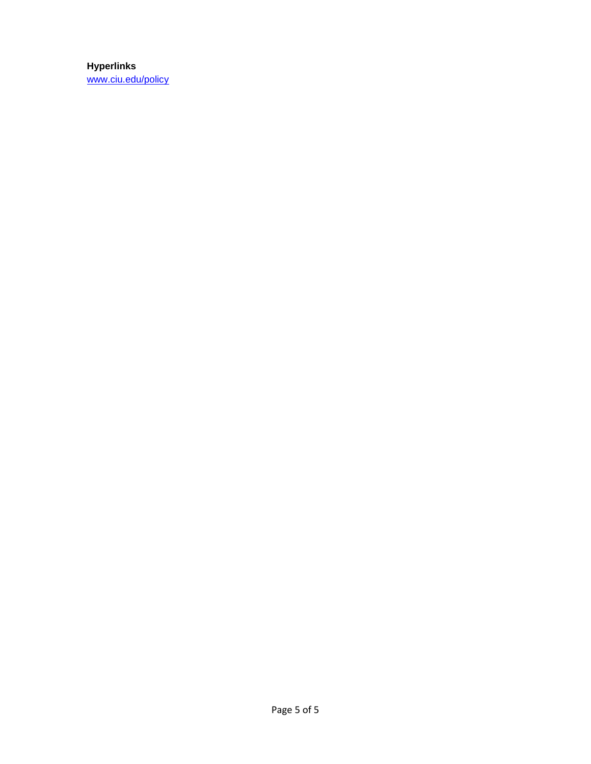**Hyperlinks**
www.ciu.edu/policy